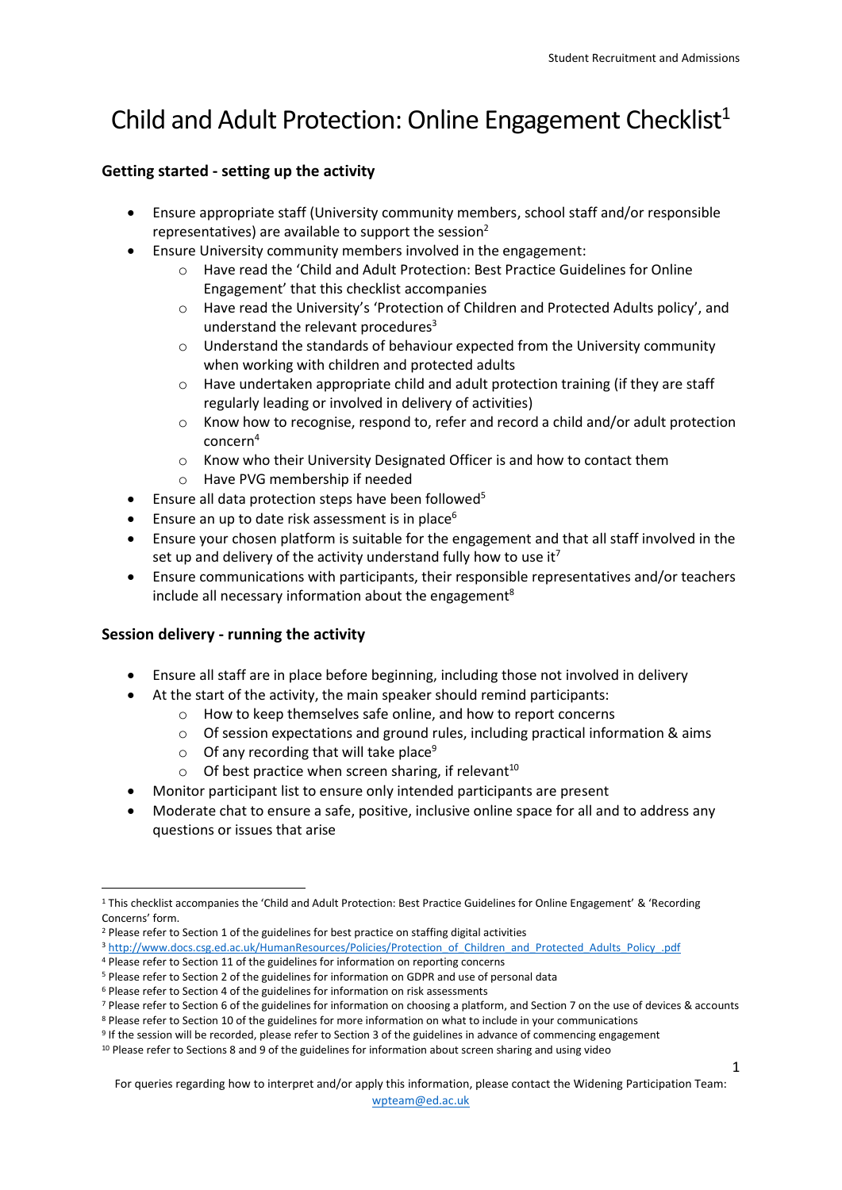# Child and Adult Protection: Online Engagement Checklist[1]

## Getting started - setting up the activity

- Ensure appropriate staff (University community members, school staff and/or responsible representatives) are available to support the session[2]
- Ensure University community members involved in the engagement:
  - Have read the 'Child and Adult Protection: Best Practice Guidelines for Online Engagement' that this checklist accompanies
  - Have read the University's 'Protection of Children and Protected Adults policy', and understand the relevant procedures[3]
  - Understand the standards of behaviour expected from the University community when working with children and protected adults
  - Have undertaken appropriate child and adult protection training (if they are staff regularly leading or involved in delivery of activities)
  - Know how to recognise, respond to, refer and record a child and/or adult protection concern[4]
  - Know who their University Designated Officer is and how to contact them
  - Have PVG membership if needed
- Ensure all data protection steps have been followed[5]
- Ensure an up to date risk assessment is in place[6]
- Ensure your chosen platform is suitable for the engagement and that all staff involved in the set up and delivery of the activity understand fully how to use it[7]
- Ensure communications with participants, their responsible representatives and/or teachers include all necessary information about the engagement[8]

## Session delivery - running the activity

- Ensure all staff are in place before beginning, including those not involved in delivery
- At the start of the activity, the main speaker should remind participants:
  - How to keep themselves safe online, and how to report concerns
  - Of session expectations and ground rules, including practical information & aims
  - Of any recording that will take place[9]
  - Of best practice when screen sharing, if relevant[10]
- Monitor participant list to ensure only intended participants are present
- Moderate chat to ensure a safe, positive, inclusive online space for all and to address any questions or issues that arise

---

[1] This checklist accompanies the 'Child and Adult Protection: Best Practice Guidelines for Online Engagement' & 'Recording Concerns' form.

[2] Please refer to Section 1 of the guidelines for best practice on staffing digital activities

[3] http://www.docs.csg.ed.ac.uk/HumanResources/Policies/Protection_of_Children_and_Protected_Adults_Policy_.pdf

[4] Please refer to Section 11 of the guidelines for information on reporting concerns

[5] Please refer to Section 2 of the guidelines for information on GDPR and use of personal data

[6] Please refer to Section 4 of the guidelines for information on risk assessments

[7] Please refer to Section 6 of the guidelines for information on choosing a platform, and Section 7 on the use of devices & accounts

[8] Please refer to Section 10 of the guidelines for more information on what to include in your communications

[9] If the session will be recorded, please refer to Section 3 of the guidelines in advance of commencing engagement

[10] Please refer to Sections 8 and 9 of the guidelines for information about screen sharing and using video

For queries regarding how to interpret and/or apply this information, please contact the Widening Participation Team: wpteam@ed.ac.uk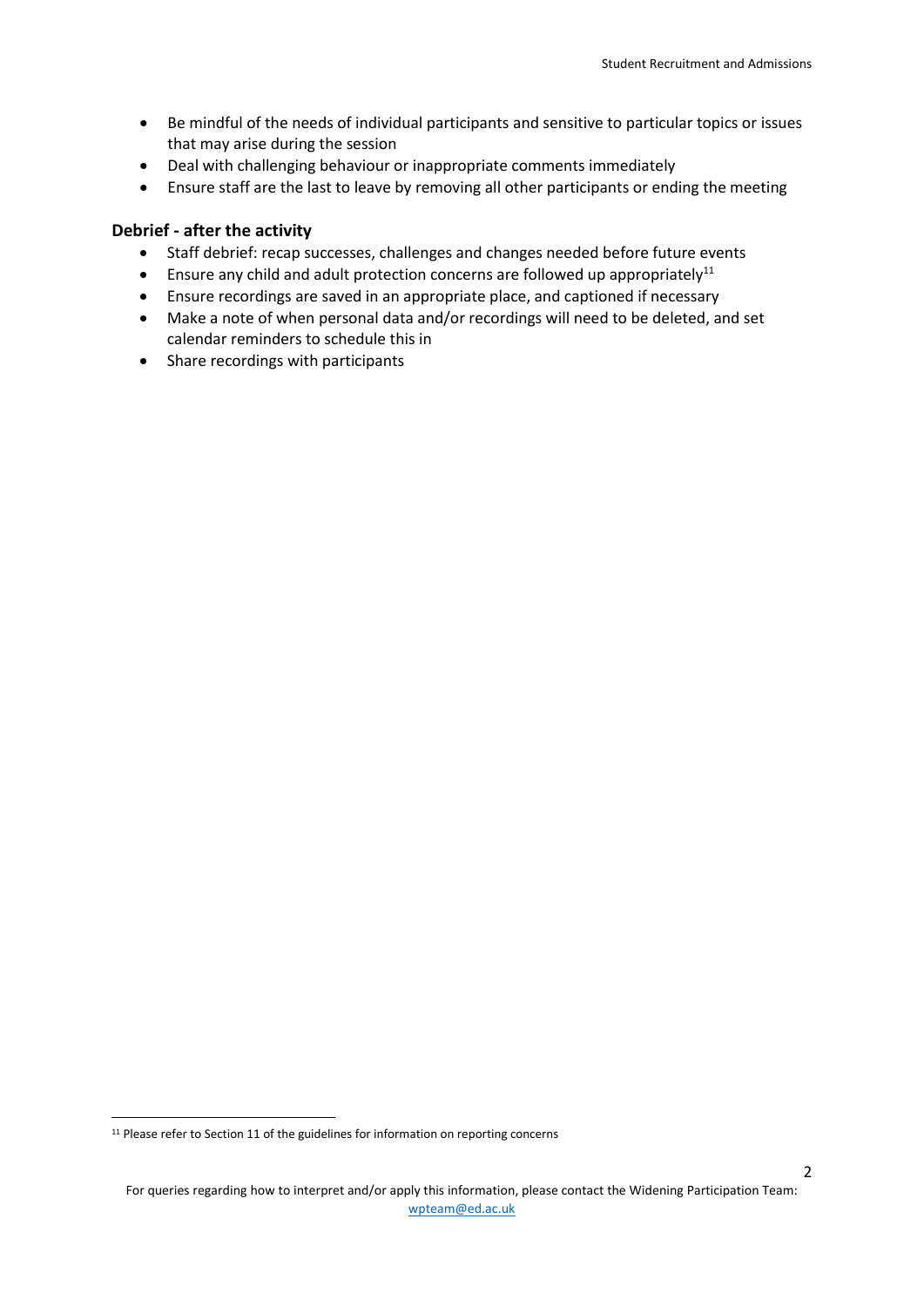- Be mindful of the needs of individual participants and sensitive to particular topics or issues that may arise during the session
- Deal with challenging behaviour or inappropriate comments immediately
- Ensure staff are the last to leave by removing all other participants or ending the meeting

### Debrief - after the activity

- Staff debrief: recap successes, challenges and changes needed before future events
- Ensure any child and adult protection concerns are followed up appropriately[11]
- Ensure recordings are saved in an appropriate place, and captioned if necessary
- Make a note of when personal data and/or recordings will need to be deleted, and set calendar reminders to schedule this in
- Share recordings with participants

[11] Please refer to Section 11 of the guidelines for information on reporting concerns

For queries regarding how to interpret and/or apply this information, please contact the Widening Participation Team: wpteam@ed.ac.uk